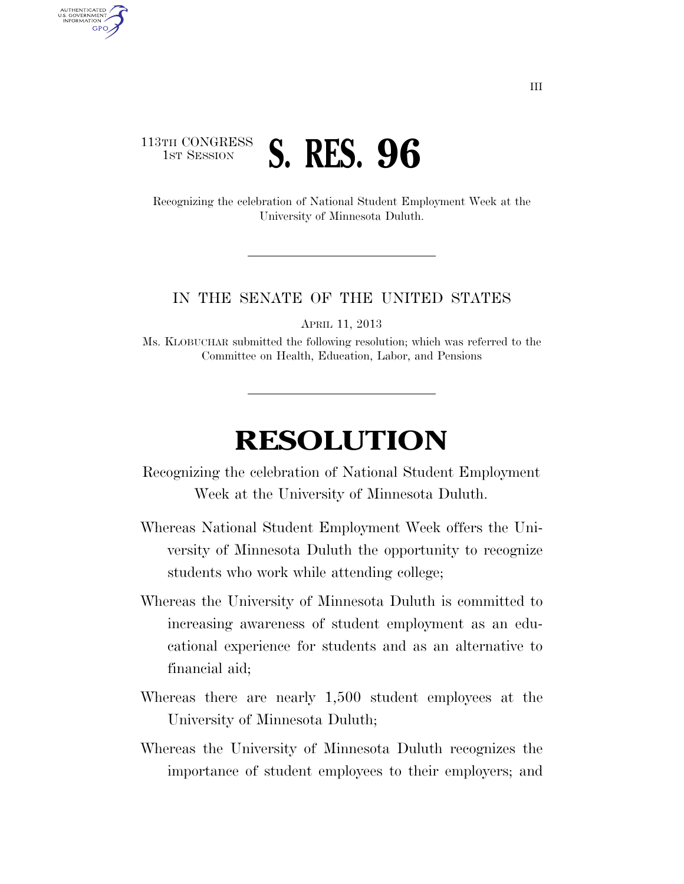113TH CONGRESS
1ST SESSION

# S. RES. 96

Recognizing the celebration of National Student Employment Week at the University of Minnesota Duluth.

IN THE SENATE OF THE UNITED STATES

APRIL 11, 2013

Ms. KLOBUCHAR submitted the following resolution; which was referred to the Committee on Health, Education, Labor, and Pensions

# RESOLUTION

Recognizing the celebration of National Student Employment Week at the University of Minnesota Duluth.

Whereas National Student Employment Week offers the University of Minnesota Duluth the opportunity to recognize students who work while attending college;

Whereas the University of Minnesota Duluth is committed to increasing awareness of student employment as an educational experience for students and as an alternative to financial aid;

Whereas there are nearly 1,500 student employees at the University of Minnesota Duluth;

Whereas the University of Minnesota Duluth recognizes the importance of student employees to their employers; and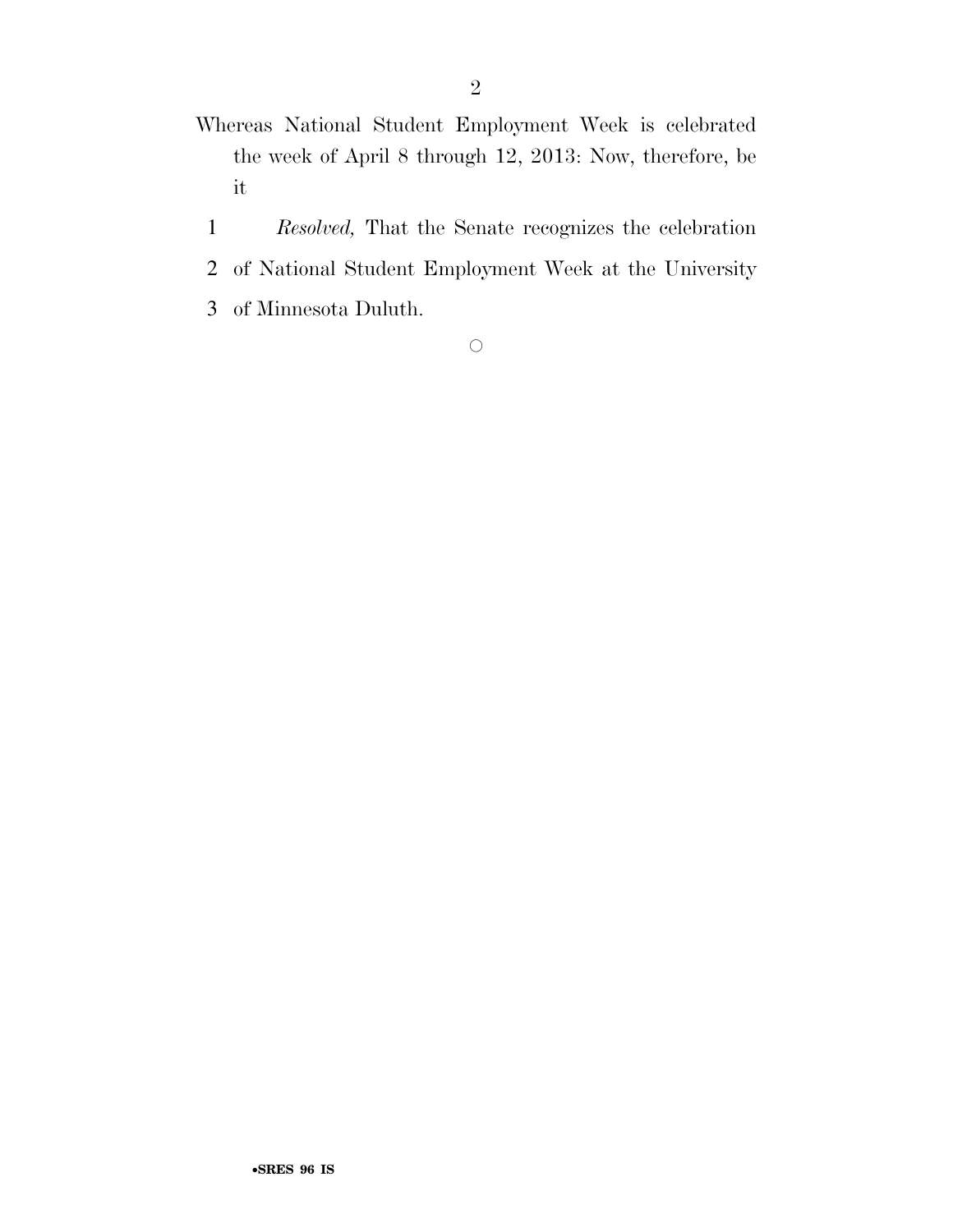Whereas National Student Employment Week is celebrated the week of April 8 through 12, 2013: Now, therefore, be it

1 *Resolved,* That the Senate recognizes the celebration
2 of National Student Employment Week at the University
3 of Minnesota Duluth.

○

•SRES 96 IS